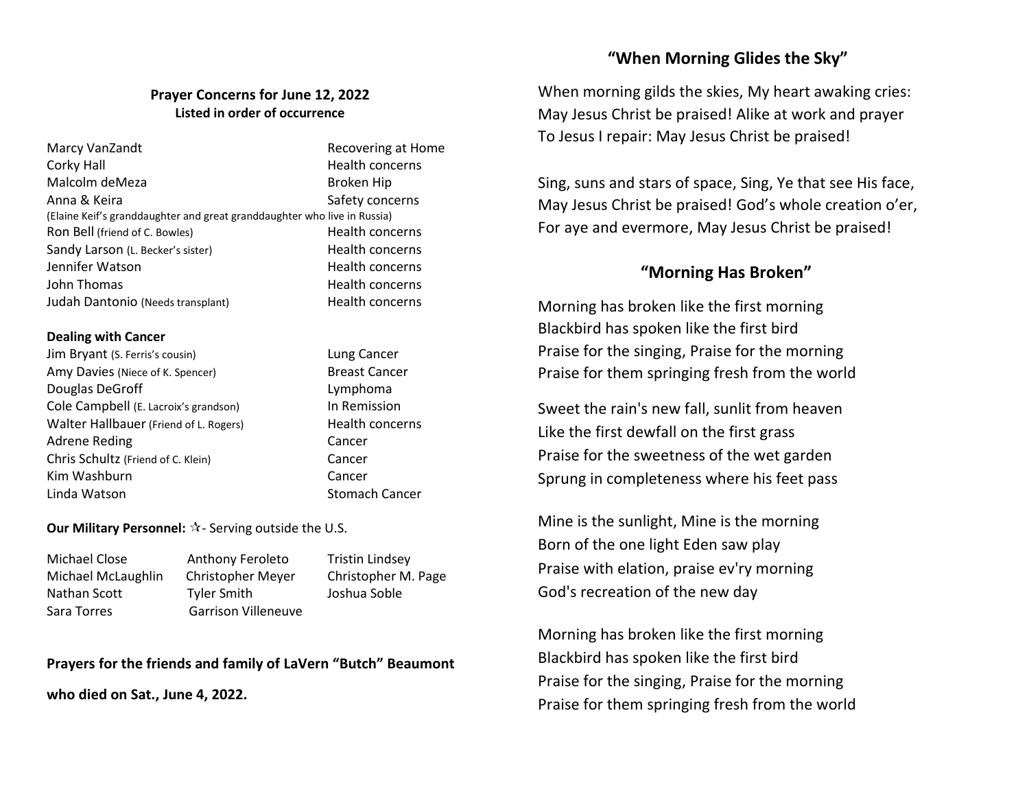### Prayer Concerns for June 12, 2022

**Listed in order of occurrence**

| | |
|---|---|
| Marcy VanZandt | Recovering at Home |
| Corky Hall | Health concerns |
| Malcolm deMeza | Broken Hip |
| Anna & Keira (Elaine Keif's granddaughter and great granddaughter who live in Russia) | Safety concerns |
| Ron Bell (friend of C. Bowles) | Health concerns |
| Sandy Larson (L. Becker's sister) | Health concerns |
| Jennifer Watson | Health concerns |
| John Thomas | Health concerns |
| Judah Dantonio (Needs transplant) | Health concerns |

**Dealing with Cancer**

| | |
|---|---|
| Jim Bryant (S. Ferris's cousin) | Lung Cancer |
| Amy Davies (Niece of K. Spencer) | Breast Cancer |
| Douglas DeGroff | Lymphoma |
| Cole Campbell (E. Lacroix's grandson) | In Remission |
| Walter Hallbauer (Friend of L. Rogers) | Health concerns |
| Adrene Reding | Cancer |
| Chris Schultz (Friend of C. Klein) | Cancer |
| Kim Washburn | Cancer |
| Linda Watson | Stomach Cancer |

**Our Military Personnel:** ✰- Serving outside the U.S.

| | | |
|---|---|---|
| Michael Close | Anthony Feroleto | Tristin Lindsey |
| Michael McLaughlin | Christopher Meyer | Christopher M. Page |
| Nathan Scott | Tyler Smith | Joshua Soble |
| Sara Torres | Garrison Villeneuve | |

**Prayers for the friends and family of LaVern "Butch" Beaumont who died on Sat., June 4, 2022.**

## "When Morning Glides the Sky"

When morning gilds the skies, My heart awaking cries:
May Jesus Christ be praised! Alike at work and prayer
To Jesus I repair: May Jesus Christ be praised!

Sing, suns and stars of space, Sing, Ye that see His face,
May Jesus Christ be praised! God's whole creation o'er,
For aye and evermore, May Jesus Christ be praised!

## "Morning Has Broken"

Morning has broken like the first morning
Blackbird has spoken like the first bird
Praise for the singing, Praise for the morning
Praise for them springing fresh from the world

Sweet the rain's new fall, sunlit from heaven
Like the first dewfall on the first grass
Praise for the sweetness of the wet garden
Sprung in completeness where his feet pass

Mine is the sunlight, Mine is the morning
Born of the one light Eden saw play
Praise with elation, praise ev'ry morning
God's recreation of the new day

Morning has broken like the first morning
Blackbird has spoken like the first bird
Praise for the singing, Praise for the morning
Praise for them springing fresh from the world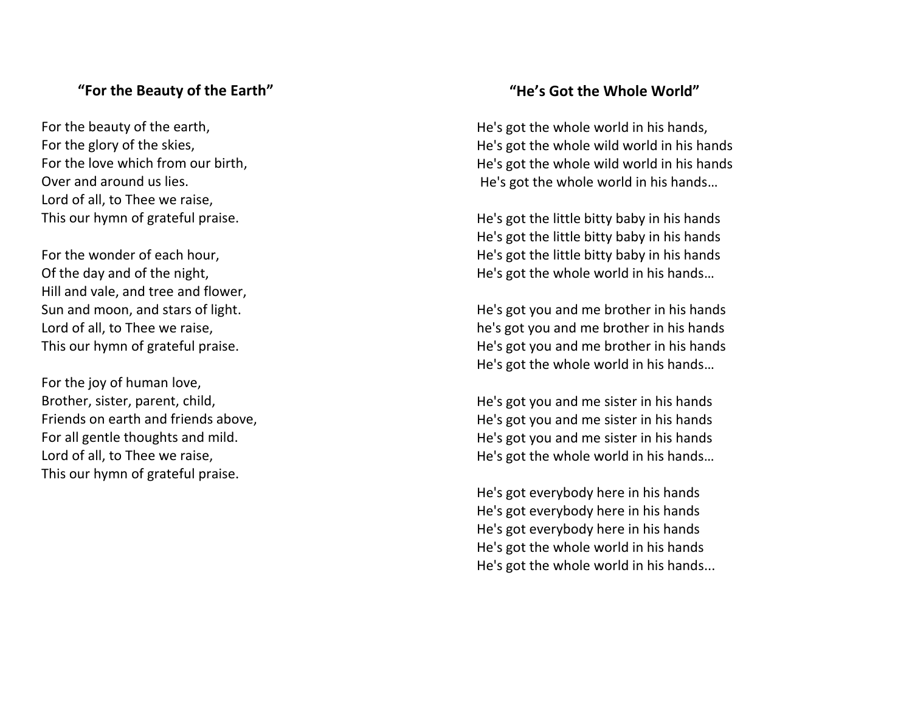## "For the Beauty of the Earth"

For the beauty of the earth,
For the glory of the skies,
For the love which from our birth,
Over and around us lies.
Lord of all, to Thee we raise,
This our hymn of grateful praise.

For the wonder of each hour,
Of the day and of the night,
Hill and vale, and tree and flower,
Sun and moon, and stars of light.
Lord of all, to Thee we raise,
This our hymn of grateful praise.

For the joy of human love,
Brother, sister, parent, child,
Friends on earth and friends above,
For all gentle thoughts and mild.
Lord of all, to Thee we raise,
This our hymn of grateful praise.

## "He's Got the Whole World"

He's got the whole world in his hands,
He's got the whole wild world in his hands
He's got the whole wild world in his hands
He's got the whole world in his hands…

He's got the little bitty baby in his hands
He's got the little bitty baby in his hands
He's got the little bitty baby in his hands
He's got the whole world in his hands…

He's got you and me brother in his hands
he's got you and me brother in his hands
He's got you and me brother in his hands
He's got the whole world in his hands…

He's got you and me sister in his hands
He's got you and me sister in his hands
He's got you and me sister in his hands
He's got the whole world in his hands…

He's got everybody here in his hands
He's got everybody here in his hands
He's got everybody here in his hands
He's got the whole world in his hands
He's got the whole world in his hands...